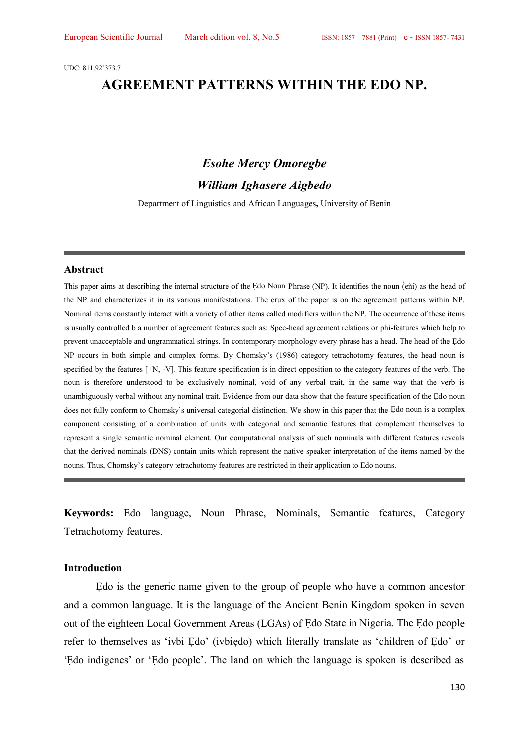UDC: 811.92`373.7

# AGREEMENT PATTERNS WITHIN THE EDO NP.

***Esohe Mercy Omoregbe***

***William Ighasere Aigbedo***

Department of Linguistics and African Languages**,** University of Benin

## Abstract

This paper aims at describing the internal structure of the Ẹdo Noun Phrase (NP). It identifies the noun (̀eǹi) as the head of the NP and characterizes it in its various manifestations. The crux of the paper is on the agreement patterns within NP. Nominal items constantly interact with a variety of other items called modifiers within the NP. The occurrence of these items is usually controlled b a number of agreement features such as: Spec-head agreement relations or phi-features which help to prevent unacceptable and ungrammatical strings. In contemporary morphology every phrase has a head. The head of the Ẹdo NP occurs in both simple and complex forms. By Chomsky's (1986) category tetrachotomy features, the head noun is specified by the features [+N, -V]. This feature specification is in direct opposition to the category features of the verb. The noun is therefore understood to be exclusively nominal, void of any verbal trait, in the same way that the verb is unambiguously verbal without any nominal trait. Evidence from our data show that the feature specification of the Ẹdo noun does not fully conform to Chomsky's universal categorial distinction. We show in this paper that the Ẹdo noun is a complex component consisting of a combination of units with categorial and semantic features that complement themselves to represent a single semantic nominal element. Our computational analysis of such nominals with different features reveals that the derived nominals (DNS) contain units which represent the native speaker interpretation of the items named by the nouns. Thus, Chomsky's category tetrachotomy features are restricted in their application to Edo nouns.

**Keywords:** Edo language, Noun Phrase, Nominals, Semantic features, Category Tetrachotomy features.

## Introduction

Ẹdo is the generic name given to the group of people who have a common ancestor and a common language. It is the language of the Ancient Benin Kingdom spoken in seven out of the eighteen Local Government Areas (LGAs) of Ẹdo State in Nigeria. The Ẹdo people refer to themselves as 'ivbi Ẹdo' (ivbiẹdo) which literally translate as 'children of Ẹdo' or 'Ẹdo indigenes' or 'Ẹdo people'. The land on which the language is spoken is described as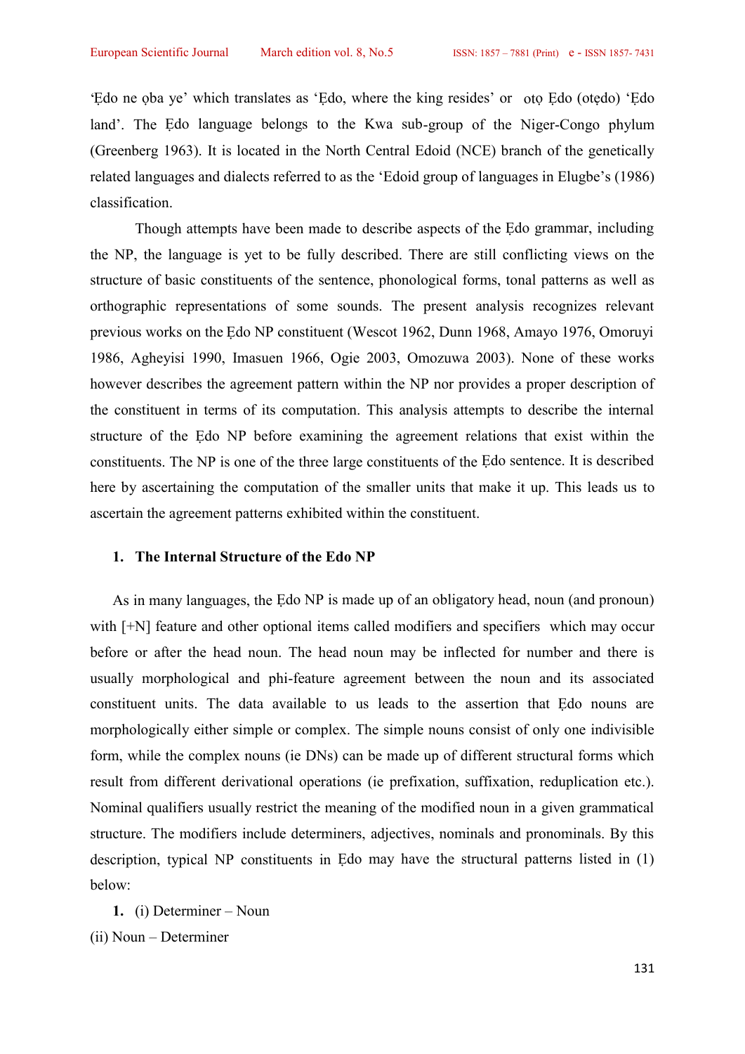'Ẹdo ne ọba ye' which translates as 'Ẹdo, where the king resides' or otọ Ẹdo (otẹdo) 'Ẹdo land'. The Ẹdo language belongs to the Kwa sub-group of the Niger-Congo phylum (Greenberg 1963). It is located in the North Central Edoid (NCE) branch of the genetically related languages and dialects referred to as the 'Edoid group of languages in Elugbe's (1986) classification.

Though attempts have been made to describe aspects of the Ẹdo grammar, including the NP, the language is yet to be fully described. There are still conflicting views on the structure of basic constituents of the sentence, phonological forms, tonal patterns as well as orthographic representations of some sounds. The present analysis recognizes relevant previous works on the Ẹdo NP constituent (Wescot 1962, Dunn 1968, Amayo 1976, Omoruyi 1986, Agheyisi 1990, Imasuen 1966, Ogie 2003, Omozuwa 2003). None of these works however describes the agreement pattern within the NP nor provides a proper description of the constituent in terms of its computation. This analysis attempts to describe the internal structure of the Ẹdo NP before examining the agreement relations that exist within the constituents. The NP is one of the three large constituents of the Ẹdo sentence. It is described here by ascertaining the computation of the smaller units that make it up. This leads us to ascertain the agreement patterns exhibited within the constituent.

## 1. The Internal Structure of the Edo NP

As in many languages, the Ẹdo NP is made up of an obligatory head, noun (and pronoun) with [+N] feature and other optional items called modifiers and specifiers which may occur before or after the head noun. The head noun may be inflected for number and there is usually morphological and phi-feature agreement between the noun and its associated constituent units. The data available to us leads to the assertion that Ẹdo nouns are morphologically either simple or complex. The simple nouns consist of only one indivisible form, while the complex nouns (ie DNs) can be made up of different structural forms which result from different derivational operations (ie prefixation, suffixation, reduplication etc.). Nominal qualifiers usually restrict the meaning of the modified noun in a given grammatical structure. The modifiers include determiners, adjectives, nominals and pronominals. By this description, typical NP constituents in Ẹdo may have the structural patterns listed in (1) below:

**1.** (i) Determiner – Noun

(ii) Noun – Determiner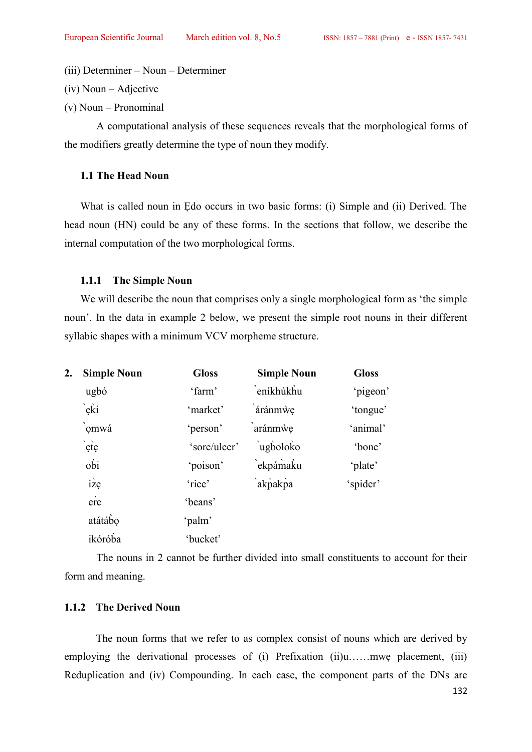(iii) Determiner – Noun – Determiner

(iv) Noun – Adjective

(v) Noun – Pronominal

A computational analysis of these sequences reveals that the morphological forms of the modifiers greatly determine the type of noun they modify.

### 1.1 The Head Noun

What is called noun in Ẹdo occurs in two basic forms: (i) Simple and (ii) Derived. The head noun (HN) could be any of these forms. In the sections that follow, we describe the internal computation of the two morphological forms.

#### 1.1.1 The Simple Noun

We will describe the noun that comprises only a single morphological form as 'the simple noun'. In the data in example 2 below, we present the simple root nouns in their different syllabic shapes with a minimum VCV morpheme structure.

| 2. **Simple Noun** | **Gloss** | **Simple Noun** | **Gloss** |
|---|---|---|---|
| ugbó | 'farm' | `eníkhúkh̀u | 'pigeon' |
| `ẹk̀i | 'market' | `áránmẁẹ | 'tongue' |
| `ọmwá | 'person' | `aránmẁẹ | 'animal' |
| `ẹt̀ẹ | 'sore/ulcer' | `ugb̀olok̀o | 'bone' |
| ob̀i | 'poison' | `ekpám̀ak̀u | 'plate' |
| iz̀ẹ | 'rice' | `akp̀akp̀a | 'spider' |
| er̀e | 'beans' | | |
| atátáb̀ọ | 'palm' | | |
| ikóróḃa | 'bucket' | | |

The nouns in 2 cannot be further divided into small constituents to account for their form and meaning.

#### 1.1.2 The Derived Noun

The noun forms that we refer to as complex consist of nouns which are derived by employing the derivational processes of (i) Prefixation (ii)u……mwẹ placement, (iii) Reduplication and (iv) Compounding. In each case, the component parts of the DNs are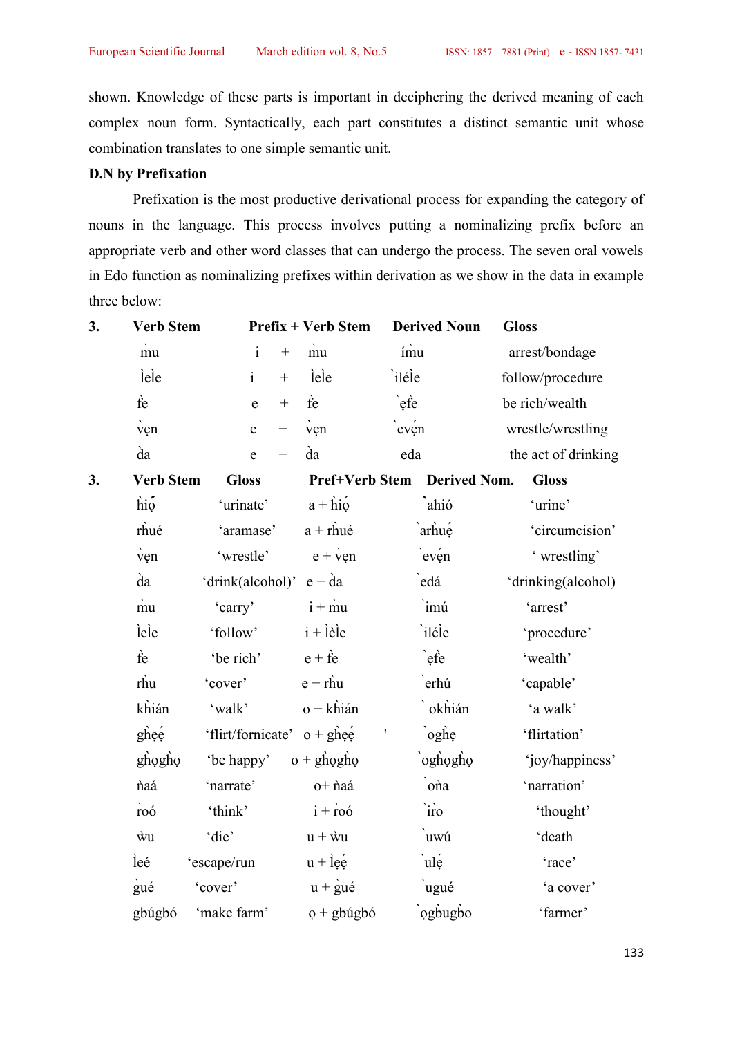shown. Knowledge of these parts is important in deciphering the derived meaning of each complex noun form. Syntactically, each part constitutes a distinct semantic unit whose combination translates to one simple semantic unit.

**D.N by Prefixation**

Prefixation is the most productive derivational process for expanding the category of nouns in the language. This process involves putting a nominalizing prefix before an appropriate verb and other word classes that can undergo the process. The seven oral vowels in Edo function as nominalizing prefixes within derivation as we show in the data in example three below:

| 3. | Verb Stem | Prefix + Verb Stem | Derived Noun | Gloss |
|---|---|---|---|---|
| | m̀u | i + m̀u | ím̀u | arrest/bondage |
| | l̀el̀e | i + l̀el̀e | ̀ilél̀e | follow/procedure |
| | f̀e | e + f̀e | ̀ẹf̀e | be rich/wealth |
| | ṿẹn | e + ṿẹn | ̀evẹ́n | wrestle/wrestling |
| | d̀a | e + d̀a | eda | the act of drinking |

| 3. | Verb Stem | Gloss | Pref+Verb Stem | Derived Nom. | Gloss |
|---|---|---|---|---|---|
| | h̀iọ́ | ‘urinate’ | a + h̀iọ | ̀ahió | ‘urine’ |
| | rh̀ué | ‘aramase’ | a + rh̀ué | ̀arh̀uẹ | ‘circumcision’ |
| | ṿẹn | ‘wrestle’ | e + ṿẹn | ̀evẹ́n | ‘ wrestling’ |
| | d̀a | ‘drink(alcohol)’ | e + d̀a | ̀edá | ‘drinking(alcohol) |
| | m̀u | ‘carry’ | i + m̀u | ̀imú | ‘arrest’ |
| | l̀el̀e | ‘follow’ | i + l̀èl̀e | ̀ilél̀e | ‘procedure’ |
| | f̀e | ‘be rich’ | e + f̀e | ̀ẹf̀e | ‘wealth’ |
| | rh̀u | ‘cover’ | e + rh̀u | ̀erhú | ‘capable’ |
| | kh̀ián | ‘walk’ | o + kh̀ián | ̀ okh̀ián | ‘a walk’ |
| | gh̀ẹẹ́ | ‘flirt/fornicate’ | o + gh̀ẹẹ́ | ̀ogh̀ẹ | ‘flirtation’ |
| | gh̀ọgh̀ọ | ‘be happy’ | o + gh̀ọgh̀ọ | ̀ogh̀ọgh̀ọ | ‘joy/happiness’ |
| | ǹaá | ‘narrate’ | o+ ǹaá | ̀oǹa | ‘narration’ |
| | r̀oó | ‘think’ | i + r̀oó | ̀ir̀o | ‘thought’ |
| | ẁu | ‘die’ | u + ẁu | ̀uwú | ‘death |
| | l̀eé | ‘escape/run | u + l̀ẹẹ́ | ̀ulẹ́ | ‘race’ |
| | g̀ué | ‘cover’ | u + g̀ué | ̀ugué | ‘a cover’ |
| | gbúgbó | ‘make farm’ | ọ + gbúgbó | ̀ọgb̀ugb̀o | ‘farmer’ |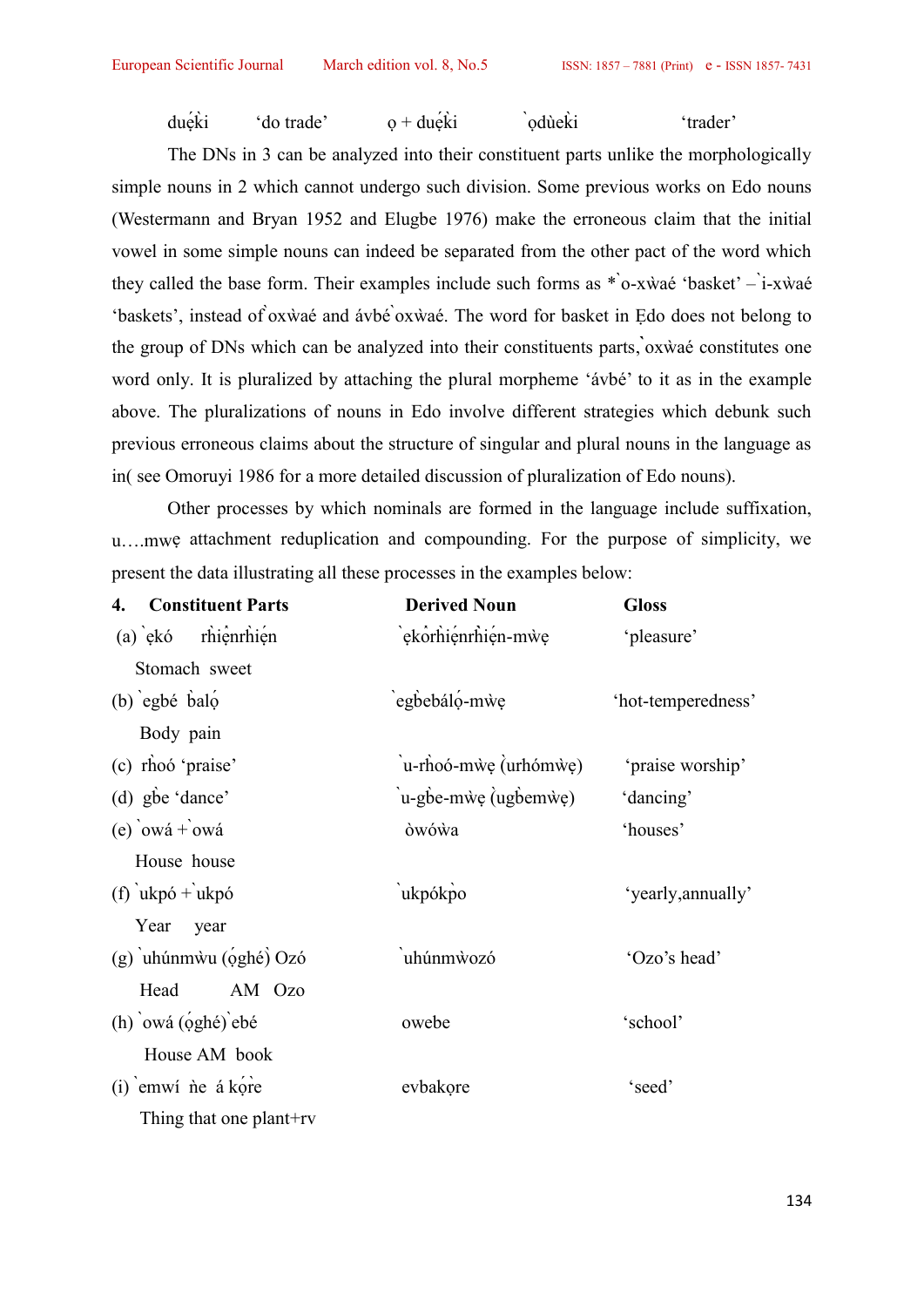duẹ̀ki 'do trade' ọ + duẹ̀ki `ọdùekì 'trader'

The DNs in 3 can be analyzed into their constituent parts unlike the morphologically simple nouns in 2 which cannot undergo such division. Some previous works on Edo nouns (Westermann and Bryan 1952 and Elugbe 1976) make the erroneous claim that the initial vowel in some simple nouns can indeed be separated from the other pact of the word which they called the base form. Their examples include such forms as *`o-xẁaé 'basket' – `i-xẁaé 'baskets', instead of `oxẁaé and ávbé `oxẁaé. The word for basket in Ẹdo does not belong to the group of DNs which can be analyzed into their constituents parts, `oxẁaé constitutes one word only. It is pluralized by attaching the plural morpheme 'ávbé' to it as in the example above. The pluralizations of nouns in Edo involve different strategies which debunk such previous erroneous claims about the structure of singular and plural nouns in the language as in( see Omoruyi 1986 for a more detailed discussion of pluralization of Edo nouns).

Other processes by which nominals are formed in the language include suffixation, u….mwẹ attachment reduplication and compounding. For the purpose of simplicity, we present the data illustrating all these processes in the examples below:

| **4. Constituent Parts** | **Derived Noun** | **Gloss** |
|---|---|---|
| (a) `ẹkó rh̀iẹ́nrh̀iẹ́n<br>Stomach sweet | `ẹkọ̀rh̀iẹ́nrh̀iẹ́n-mẁẹ | 'pleasure' |
| (b) `egbé b̀alọ́<br>Body pain | `egb̀ebálọ́-mẁẹ | 'hot-temperedness' |
| (c) rh̀oó 'praise' | `u-rh̀oó-mẁẹ (̀urhómẁẹ) | 'praise worship' |
| (d) gb̀e 'dance' | `u-gb̀e-mẁẹ (̀ugb̀emẁẹ) | 'dancing' |
| (e) `owá + `owá<br>House house | òwóẁa | 'houses' |
| (f) `ukpó + `ukpó<br>Year year | `ukpókp̀o | 'yearly,annually' |
| (g) `uhúnmẁu (ọ́ghé)̀ Ozó<br>Head AM Ozo | `uhúnmẁozó | 'Ozo's head' |
| (h) `owá (ọ́ghé) `ebé<br>House AM book | owebe | 'school' |
| (i) `emwí ǹe á kọ́r̀e<br>Thing that one plant+rv | evbakọre | 'seed' |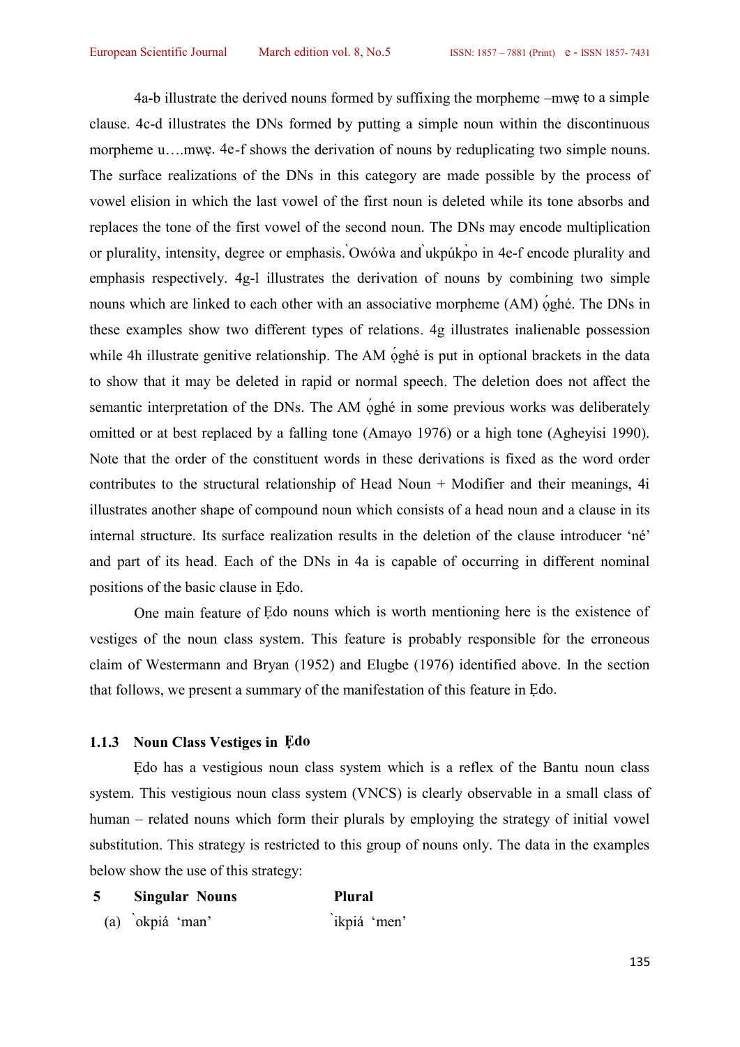4a-b illustrate the derived nouns formed by suffixing the morpheme –mwẹ to a simple clause. 4c-d illustrates the DNs formed by putting a simple noun within the discontinuous morpheme u….mwẹ. 4e-f shows the derivation of nouns by reduplicating two simple nouns. The surface realizations of the DNs in this category are made possible by the process of vowel elision in which the last vowel of the first noun is deleted while its tone absorbs and replaces the tone of the first vowel of the second noun. The DNs may encode multiplication or plurality, intensity, degree or emphasis. ̀Owóẁa and ̀ukpúkp̀o in 4e-f encode plurality and emphasis respectively. 4g-l illustrates the derivation of nouns by combining two simple nouns which are linked to each other with an associative morpheme (AM) ọ́ghé. The DNs in these examples show two different types of relations. 4g illustrates inalienable possession while 4h illustrate genitive relationship. The AM ọ́ghé is put in optional brackets in the data to show that it may be deleted in rapid or normal speech. The deletion does not affect the semantic interpretation of the DNs. The AM ọ́ghé in some previous works was deliberately omitted or at best replaced by a falling tone (Amayo 1976) or a high tone (Agheyisi 1990). Note that the order of the constituent words in these derivations is fixed as the word order contributes to the structural relationship of Head Noun + Modifier and their meanings, 4i illustrates another shape of compound noun which consists of a head noun and a clause in its internal structure. Its surface realization results in the deletion of the clause introducer 'né' and part of its head. Each of the DNs in 4a is capable of occurring in different nominal positions of the basic clause in Ẹdo.

One main feature of Ẹdo nouns which is worth mentioning here is the existence of vestiges of the noun class system. This feature is probably responsible for the erroneous claim of Westermann and Bryan (1952) and Elugbe (1976) identified above. In the section that follows, we present a summary of the manifestation of this feature in Ẹdo.

### 1.1.3 Noun Class Vestiges in Ẹdo

Ẹdo has a vestigious noun class system which is a reflex of the Bantu noun class system. This vestigious noun class system (VNCS) is clearly observable in a small class of human – related nouns which form their plurals by employing the strategy of initial vowel substitution. This strategy is restricted to this group of nouns only. The data in the examples below show the use of this strategy:

| 5 | Singular Nouns | Plural |
|---|---|---|
| (a) | ̀okpiá 'man' | ̀ikpiá 'men' |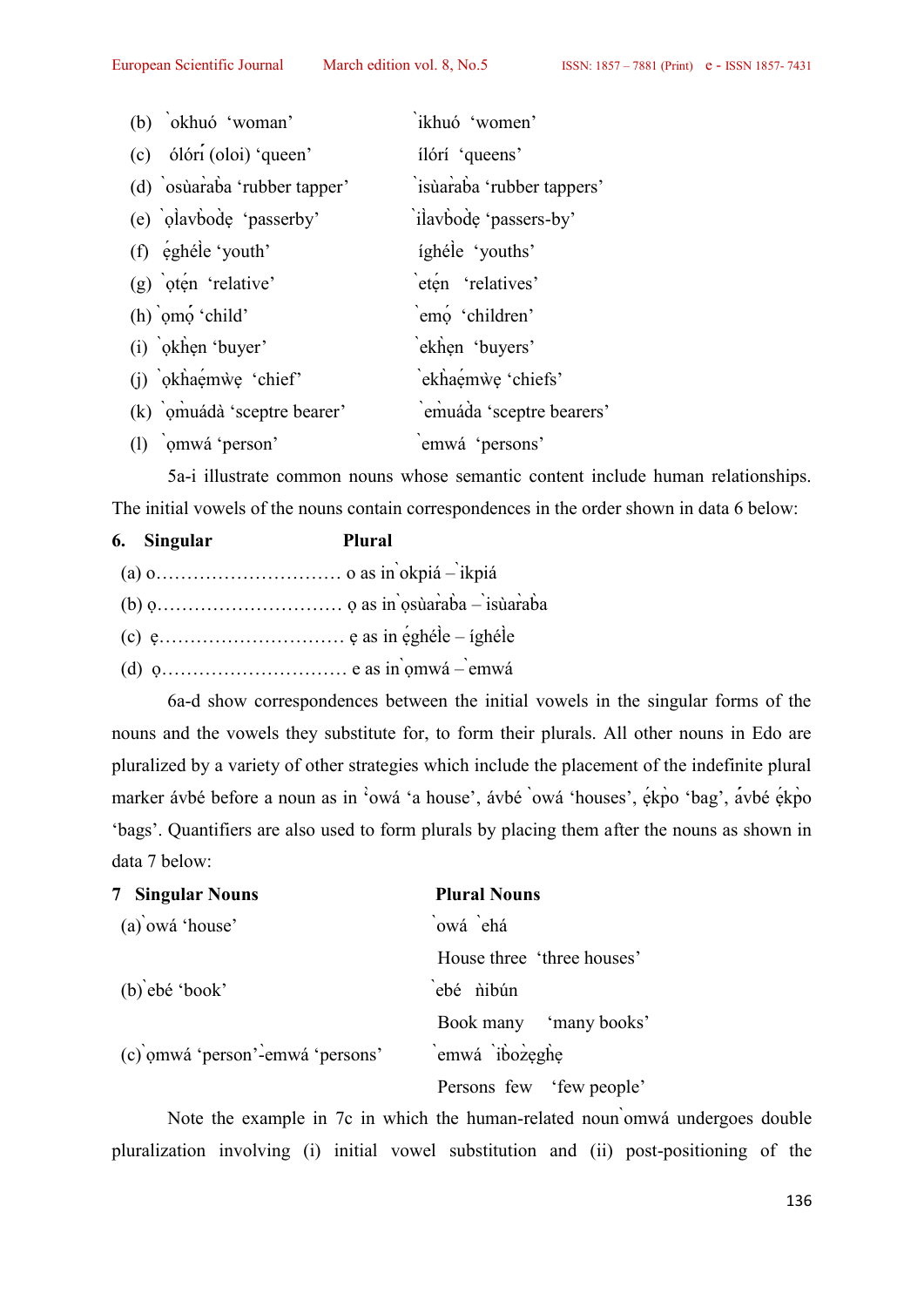(b) ̀okhuó ‘woman’ ̀ikhuó ‘women’

(c) ólóri̍ (oloi) ‘queen’ ílórí ‘queens’

(d) ̀osùara̍ba ‘rubber tapper’ ̀isùara̍ba ‘rubber tappers’

(e) ̀ọlavbọdẹ ‘passerby’ ̀ilavbọdẹ ‘passers-by’

(f) ẹ́ghẹ́le ‘youth’ íghẹ́le ‘youths’

(g) ̀ọtẹ́n ‘relative’ ̀etẹ́n ‘relatives’

(h) ̀ọmọ́ ‘child’ ̀emọ́ ‘children’

(i) ̀ọkhẹn ‘buyer’ ̀ekhẹn ‘buyers’

(j) ̀ọkhaẹ́mwẹ ‘chief’ ̀ekhaẹ́mwẹ ‘chiefs’

(k) ̀ọmuádà ‘sceptre bearer’ ̀emuáda ‘sceptre bearers’

(l) ̀ọmwá ‘person’ ̀emwá ‘persons’

5a-i illustrate common nouns whose semantic content include human relationships. The initial vowels of the nouns contain correspondences in the order shown in data 6 below:

**6. Singular Plural**

(a) o………………………… o as in ̀okpiá – ̀ikpiá

(b) ọ………………………… ọ as in ̀ọsùara̍ba – ̀isùara̍ba

(c) ẹ………………………… ẹ as in ẹ́ghẹ́le – íghẹ́le

(d) ọ………………………… e as in ̀ọmwá – ̀emwá

6a-d show correspondences between the initial vowels in the singular forms of the nouns and the vowels they substitute for, to form their plurals. All other nouns in Edo are pluralized by a variety of other strategies which include the placement of the indefinite plural marker ávbé before a noun as in ̀owá ‘a house’, ávbé ̀owá ‘houses’, ẹ́kpo ‘bag’, ávbé ẹ́kpo ‘bags’. Quantifiers are also used to form plurals by placing them after the nouns as shown in data 7 below:

| 7 Singular Nouns | Plural Nouns |
|---|---|
| (a) ̀owá ‘house’ | ̀owá ̀ehá |
| | House three ‘three houses’ |
| (b) ̀ebé ‘book’ | ̀ebé ǹibún |
| | Book many ‘many books’ |
| (c) ̀ọmwá ‘person’-̀emwá ‘persons’ | ̀emwá ̀ibozẹghẹ |
| | Persons few ‘few people’ |

Note the example in 7c in which the human-related noun ̀omwá undergoes double pluralization involving (i) initial vowel substitution and (ii) post-positioning of the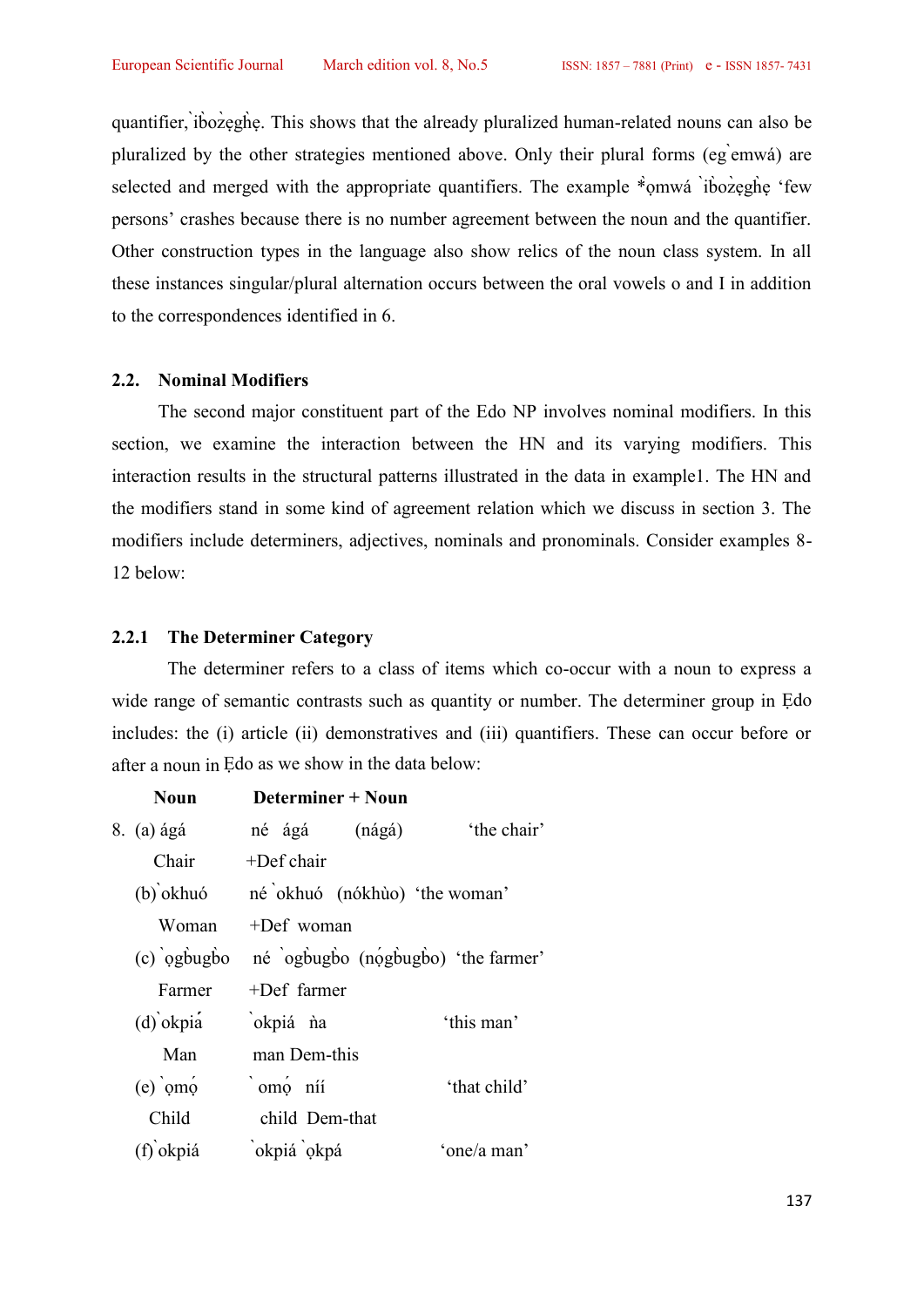quantifier, ̀ib̀oz̀ẹgh̀ẹ. This shows that the already pluralized human-related nouns can also be pluralized by the other strategies mentioned above. Only their plural forms (eg ̀emwá) are selected and merged with the appropriate quantifiers. The example *ọmwá ̀ib̀oz̀ẹgh̀ẹ 'few persons' crashes because there is no number agreement between the noun and the quantifier. Other construction types in the language also show relics of the noun class system. In all these instances singular/plural alternation occurs between the oral vowels o and I in addition to the correspondences identified in 6.

### 2.2. Nominal Modifiers

The second major constituent part of the Edo NP involves nominal modifiers. In this section, we examine the interaction between the HN and its varying modifiers. This interaction results in the structural patterns illustrated in the data in example1. The HN and the modifiers stand in some kind of agreement relation which we discuss in section 3. The modifiers include determiners, adjectives, nominals and pronominals. Consider examples 8-12 below:

#### 2.2.1 The Determiner Category

The determiner refers to a class of items which co-occur with a noun to express a wide range of semantic contrasts such as quantity or number. The determiner group in Ẹdo includes: the (i) article (ii) demonstratives and (iii) quantifiers. These can occur before or after a noun in Ẹdo as we show in the data below:

| | **Noun** | **Determiner + Noun** | | |
|---|---|---|---|---|
| 8. | (a) ágá | né ágá | (nágá) | 'the chair' |
| | Chair | +Def chair | | |
| | (b) ̀okhuó | né ̀okhuó | (nókhùo) | 'the woman' |
| | Woman | +Def woman | | |
| | (c) ̀ọgb̀ugb̀o | né ̀ogb̀ugb̀o | (nọ̀gb̀ugb̀o) | 'the farmer' |
| | Farmer | +Def farmer | | |
| | (d) ̀okpiá | ̀okpiá ǹa | | 'this man' |
| | Man | man Dem-this | | |
| | (e) ̀ọmọ́ | ̀ omọ́ níí | | 'that child' |
| | Child | child Dem-that | | |
| | (f) ̀okpiá | ̀okpiá ̀ọkpá | | 'one/a man' |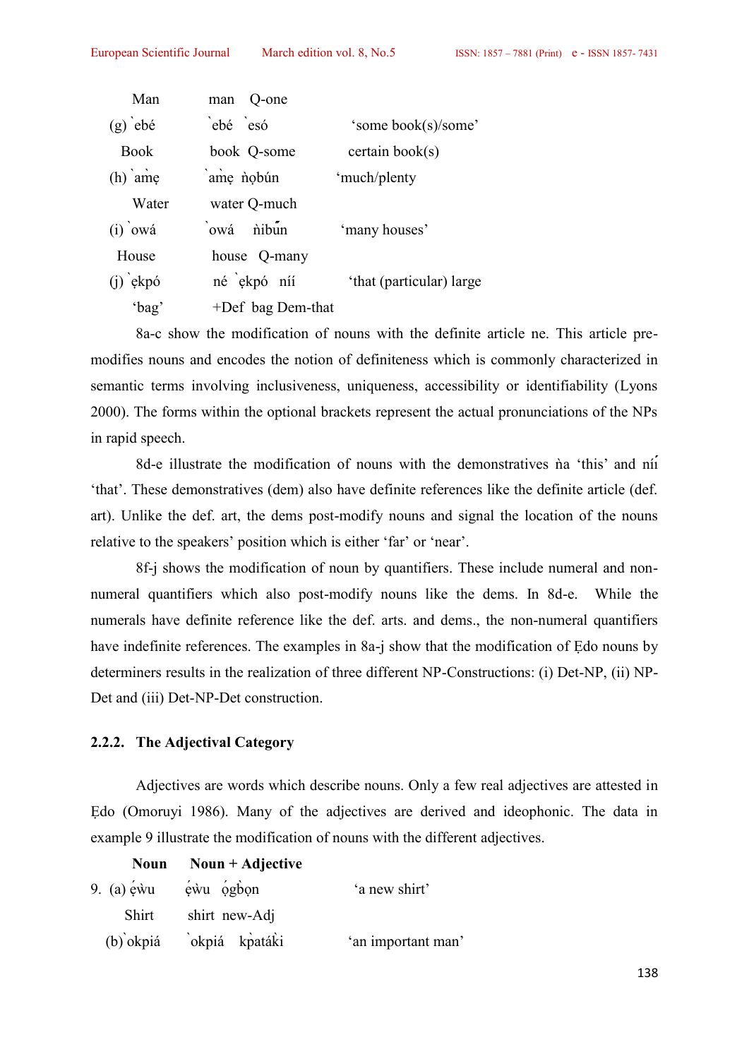| | | |
|---|---|---|
| Man | man Q-one | |
| (g) ̀ebé | ̀ebé ̀esó | 'some book(s)/some' |
| Book | book Q-some | certain book(s) |
| (h) ̀am̀ẹ | ̀am̀ẹ ǹọbún | 'much/plenty |
| Water | water Q-much | |
| (i) ̀owá | ̀owá ǹibūn | 'many houses' |
| House | house Q-many | |
| (j) ̀ẹkpó | né ̀ẹkpó níí | 'that (particular) large |
| 'bag' | +Def bag Dem-that | |

8a-c show the modification of nouns with the definite article ne. This article pre-modifies nouns and encodes the notion of definiteness which is commonly characterized in semantic terms involving inclusiveness, uniqueness, accessibility or identifiability (Lyons 2000). The forms within the optional brackets represent the actual pronunciations of the NPs in rapid speech.

8d-e illustrate the modification of nouns with the demonstratives ǹa 'this' and níí 'that'. These demonstratives (dem) also have definite references like the definite article (def. art). Unlike the def. art, the dems post-modify nouns and signal the location of the nouns relative to the speakers' position which is either 'far' or 'near'.

8f-j shows the modification of noun by quantifiers. These include numeral and non-numeral quantifiers which also post-modify nouns like the dems. In 8d-e. While the numerals have definite reference like the def. arts. and dems., the non-numeral quantifiers have indefinite references. The examples in 8a-j show that the modification of Ẹdo nouns by determiners results in the realization of three different NP-Constructions: (i) Det-NP, (ii) NP-Det and (iii) Det-NP-Det construction.

### 2.2.2. The Adjectival Category

Adjectives are words which describe nouns. Only a few real adjectives are attested in Ẹdo (Omoruyi 1986). Many of the adjectives are derived and ideophonic. The data in example 9 illustrate the modification of nouns with the different adjectives.

| **Noun** | **Noun + Adjective** | |
|---|---|---|
| 9. (a) ẹ́ẁu | ẹ́ẁu ọ́gb̀ọn | 'a new shirt' |
| Shirt | shirt new-Adj | |
| (b) ̀okpiá | ̀okpiá kp̀aták̀i | 'an important man' |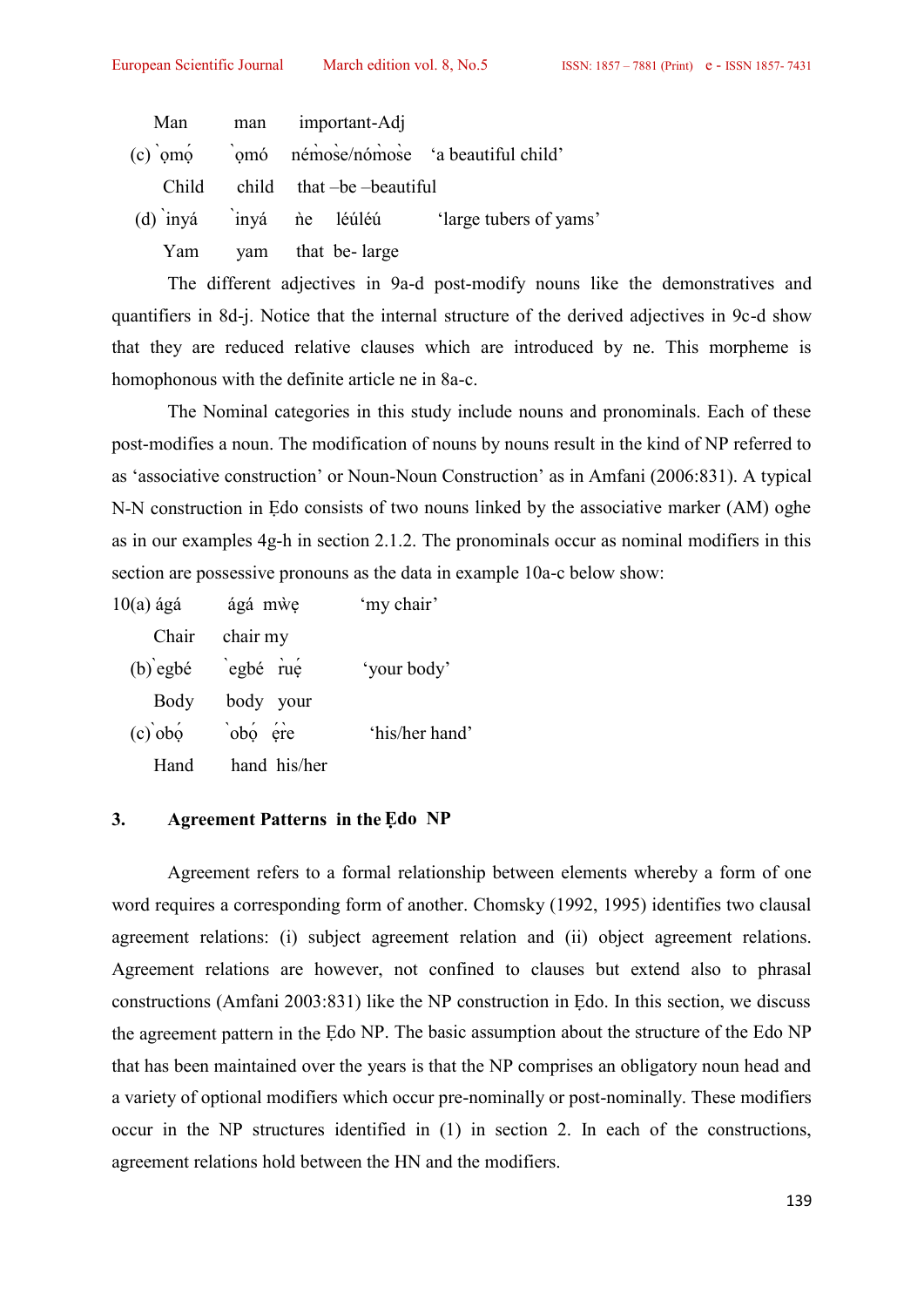Man   man   important-Adj

(c) ̀ọmọ́   ̀ọmó   némo̍se/nómo̍se   'a beautiful child'

Child   child   that –be –beautiful

(d) ̀inyá   ̀inyá   ǹe   léúléú   'large tubers of yams'

Yam   yam   that  be- large

The different adjectives in 9a-d post-modify nouns like the demonstratives and quantifiers in 8d-j. Notice that the internal structure of the derived adjectives in 9c-d show that they are reduced relative clauses which are introduced by ne. This morpheme is homophonous with the definite article ne in 8a-c.

The Nominal categories in this study include nouns and pronominals. Each of these post-modifies a noun. The modification of nouns by nouns result in the kind of NP referred to as 'associative construction' or Noun-Noun Construction' as in Amfani (2006:831). A typical N-N construction in Ẹdo consists of two nouns linked by the associative marker (AM) oghe as in our examples 4g-h in section 2.1.2. The pronominals occur as nominal modifiers in this section are possessive pronouns as the data in example 10a-c below show:

10(a) ágá   ágá  mẁẹ   'my chair'

Chair   chair my

(b) ̀egbé   ̀egbé  ̀ruẹ́   'your body'

Body   body  your

(c) ̀obọ́   ̀obọ́  ẹ́ ̀re   'his/her hand'

Hand   hand  his/her

## 3. Agreement Patterns in the Ẹdo NP

Agreement refers to a formal relationship between elements whereby a form of one word requires a corresponding form of another. Chomsky (1992, 1995) identifies two clausal agreement relations: (i) subject agreement relation and (ii) object agreement relations. Agreement relations are however, not confined to clauses but extend also to phrasal constructions (Amfani 2003:831) like the NP construction in Ẹdo. In this section, we discuss the agreement pattern in the Ẹdo NP. The basic assumption about the structure of the Edo NP that has been maintained over the years is that the NP comprises an obligatory noun head and a variety of optional modifiers which occur pre-nominally or post-nominally. These modifiers occur in the NP structures identified in (1) in section 2. In each of the constructions, agreement relations hold between the HN and the modifiers.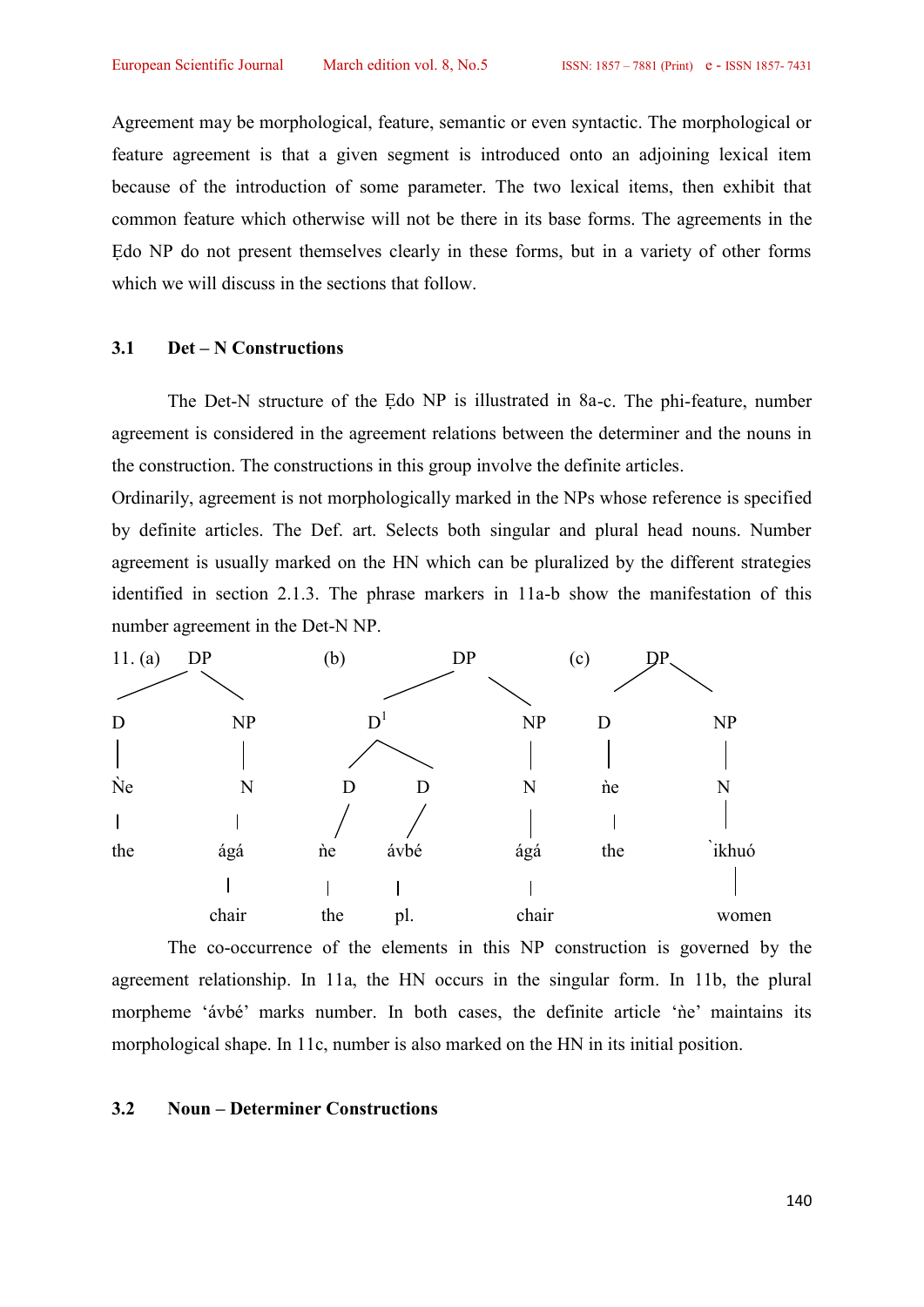Agreement may be morphological, feature, semantic or even syntactic. The morphological or feature agreement is that a given segment is introduced onto an adjoining lexical item because of the introduction of some parameter. The two lexical items, then exhibit that common feature which otherwise will not be there in its base forms. The agreements in the Ẹdo NP do not present themselves clearly in these forms, but in a variety of other forms which we will discuss in the sections that follow.

### 3.1 Det – N Constructions

The Det-N structure of the Ẹdo NP is illustrated in 8a-c. The phi-feature, number agreement is considered in the agreement relations between the determiner and the nouns in the construction. The constructions in this group involve the definite articles.

Ordinarily, agreement is not morphologically marked in the NPs whose reference is specified by definite articles. The Def. art. Selects both singular and plural head nouns. Number agreement is usually marked on the HN which can be pluralized by the different strategies identified in section 2.1.3. The phrase markers in 11a-b show the manifestation of this number agreement in the Det-N NP.

```
11. (a)     DP                  (b)           DP                  (c)      DP
          /    \                            /    \                       /    \
        D        NP                       D¹       NP                  D        NP
        |        |                       /  \      |                   |        |
        Ǹe       N                      D    D     N                   ǹe       N
        |        |                      |    |     |                   |        |
       the      ágá                    ǹe  ávbé   ágá                 the    `ikhuó
                 |                      |    |     |                            |
               chair                   the  pl.  chair                        women
```

The co-occurrence of the elements in this NP construction is governed by the agreement relationship. In 11a, the HN occurs in the singular form. In 11b, the plural morpheme 'ávbé' marks number. In both cases, the definite article 'ǹe' maintains its morphological shape. In 11c, number is also marked on the HN in its initial position.

### 3.2 Noun – Determiner Constructions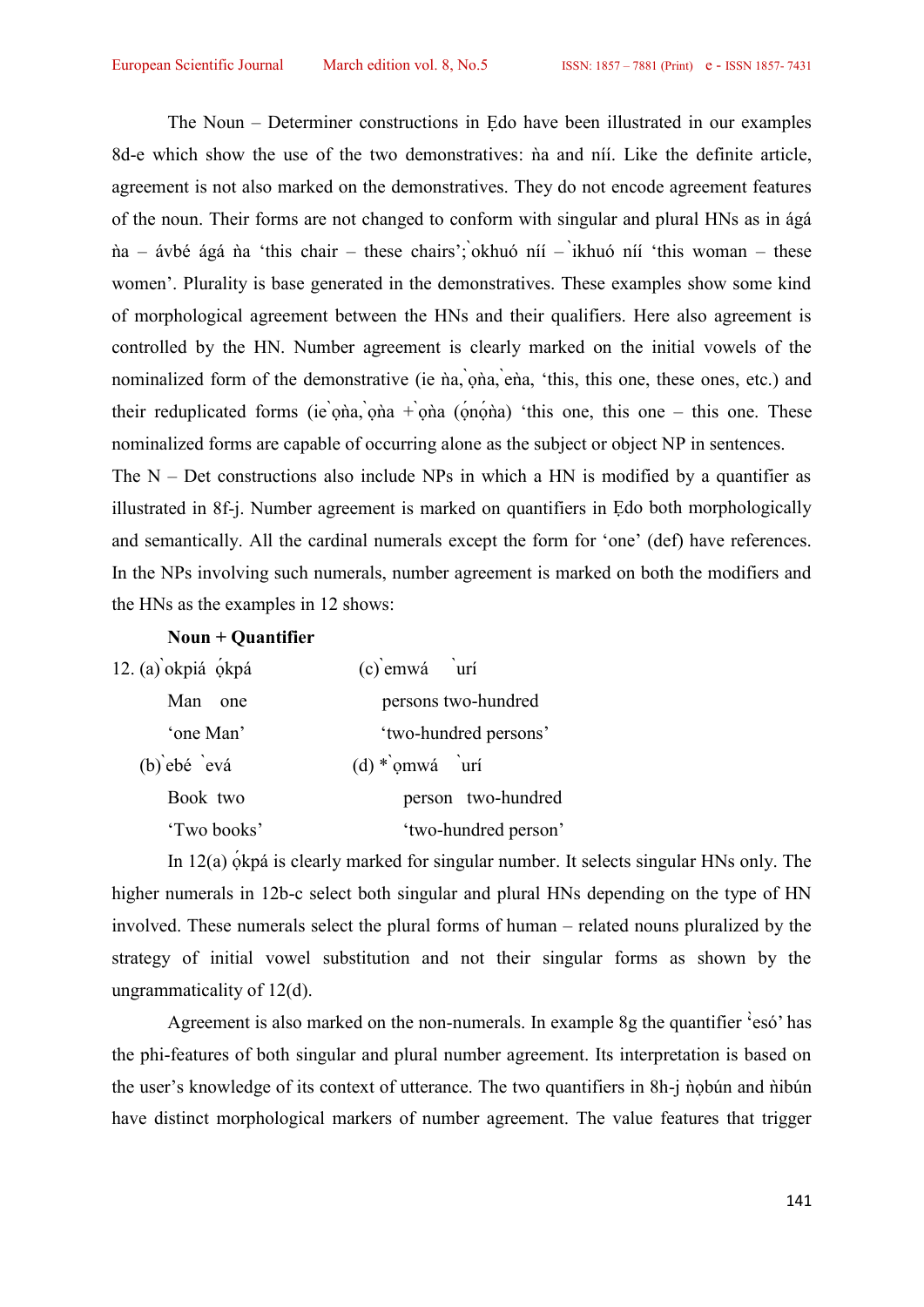The Noun – Determiner constructions in Ẹdo have been illustrated in our examples 8d-e which show the use of the two demonstratives: ǹa and níí. Like the definite article, agreement is not also marked on the demonstratives. They do not encode agreement features of the noun. Their forms are not changed to conform with singular and plural HNs as in ágá ǹa – ávbé ágá ǹa 'this chair – these chairs'; ̀okhuó níí – ̀ikhuó níí 'this woman – these women'. Plurality is base generated in the demonstratives. These examples show some kind of morphological agreement between the HNs and their qualifiers. Here also agreement is controlled by the HN. Number agreement is clearly marked on the initial vowels of the nominalized form of the demonstrative (ie ǹa, ̀ọǹa, ̀eǹa, 'this, this one, these ones, etc.) and their reduplicated forms (ie ̀ọǹa, ̀ọǹa + ̀ọǹa (ọ́nọ́ǹa) 'this one, this one – this one. These nominalized forms are capable of occuring alone as the subject or object NP in sentences.

The N – Det constructions also include NPs in which a HN is modified by a quantifier as illustrated in 8f-j. Number agreement is marked on quantifiers in Ẹdo both morphologically and semantically. All the cardinal numerals except the form for 'one' (def) have references. In the NPs involving such numerals, number agreement is marked on both the modifiers and the HNs as the examples in 12 shows:

**Noun + Quantifier**

12. (a) ̀okpiá ọ́kpá
    Man one
    'one Man'

    (b) ̀ebé ̀evá
    Book two
    'Two books'

    (c) ̀emwá ̀urí
    persons two-hundred
    'two-hundred persons'

    (d) * ̀ọmwá ̀urí
    person two-hundred
    'two-hundred person'

In 12(a) ọ́kpá is clearly marked for singular number. It selects singular HNs only. The higher numerals in 12b-c select both singular and plural HNs depending on the type of HN involved. These numerals select the plural forms of human – related nouns pluralized by the strategy of initial vowel substitution and not their singular forms as shown by the ungrammaticality of 12(d).

Agreement is also marked on the non-numerals. In example 8g the quantifier ̔esó' has the phi-features of both singular and plural number agreement. Its interpretation is based on the user's knowledge of its context of utterance. The two quantifiers in 8h-j ǹọbún and ǹibún have distinct morphological markers of number agreement. The value features that trigger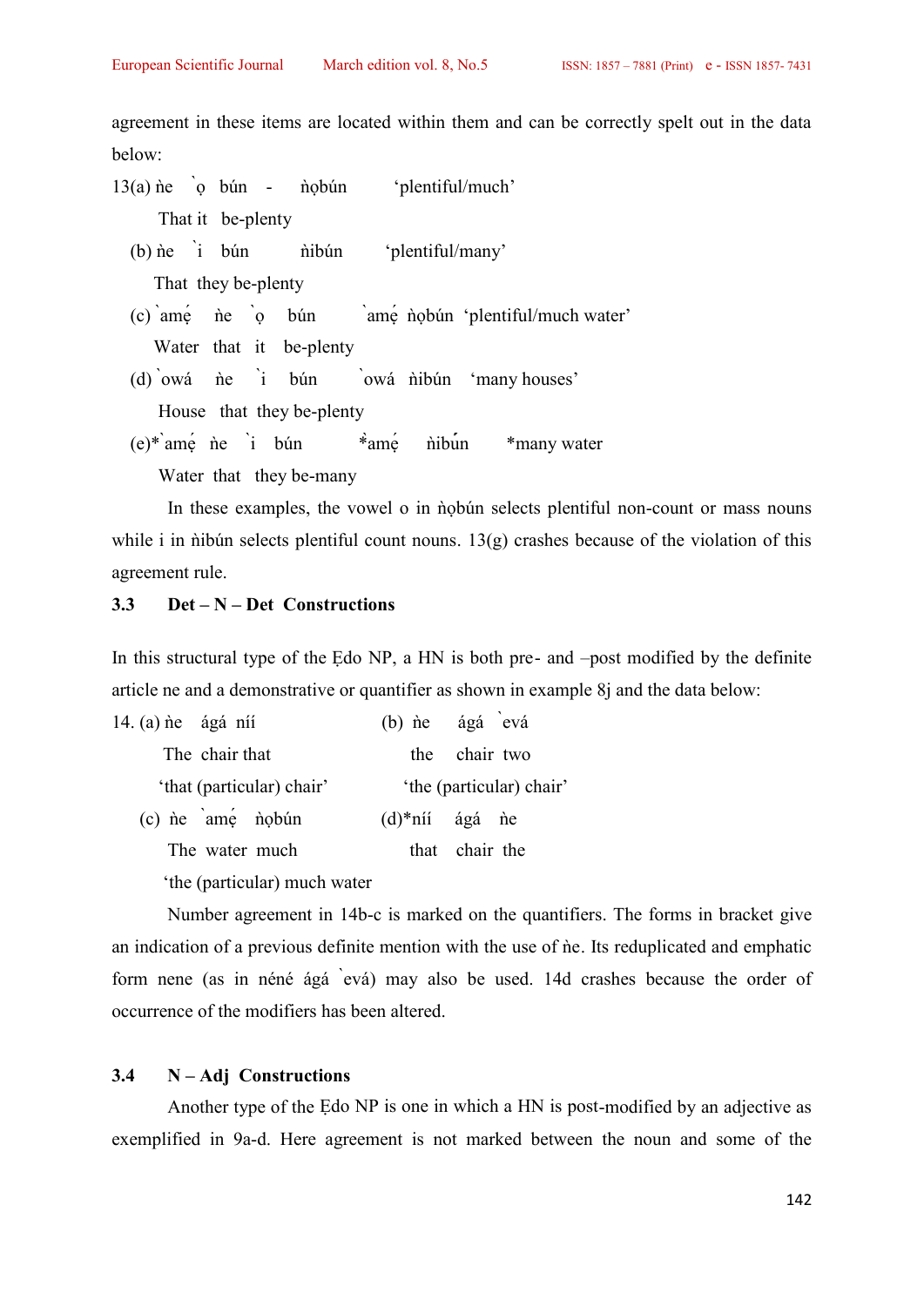agreement in these items are located within them and can be correctly spelt out in the data below:

13(a) ǹe ̀ọ bún - ǹọbún 'plentiful/much'

That it be-plenty

(b) ǹe ̀i bún ǹibún 'plentiful/many'

That they be-plenty

(c) ̀amẹ́ ǹe ̀ọ bún ̀amẹ́ ǹọbún 'plentiful/much water'

Water that it be-plenty

(d) ̀owá ǹe ̀i bún ̀owá ǹibún 'many houses'

House that they be-plenty

(e)* ̀amẹ́ ǹe ̀i bún *̀amẹ́ ǹibún *many water

Water that they be-many

In these examples, the vowel o in ǹọbún selects plentiful non-count or mass nouns while i in ǹibún selects plentiful count nouns. 13(g) crashes because of the violation of this agreement rule.

### 3.3 Det – N – Det Constructions

In this structural type of the Ẹdo NP, a HN is both pre- and –post modified by the definite article ne and a demonstrative or quantifier as shown in example 8j and the data below:

14. (a) ǹe ágá níí

The chair that

'that (particular) chair'

(b) ǹe ágá ̀evá

the chair two

'the (particular) chair'

(c) ǹe ̀amẹ́ ǹọbún

The water much

'the (particular) much water

(d)*níí ágá ǹe

that chair the

Number agreement in 14b-c is marked on the quantifiers. The forms in bracket give an indication of a previous definite mention with the use of ǹe. Its reduplicated and emphatic form nene (as in néné ágá ̀evá) may also be used. 14d crashes because the order of occurrence of the modifiers has been altered.

### 3.4 N – Adj Constructions

Another type of the Ẹdo NP is one in which a HN is post-modified by an adjective as exemplified in 9a-d. Here agreement is not marked between the noun and some of the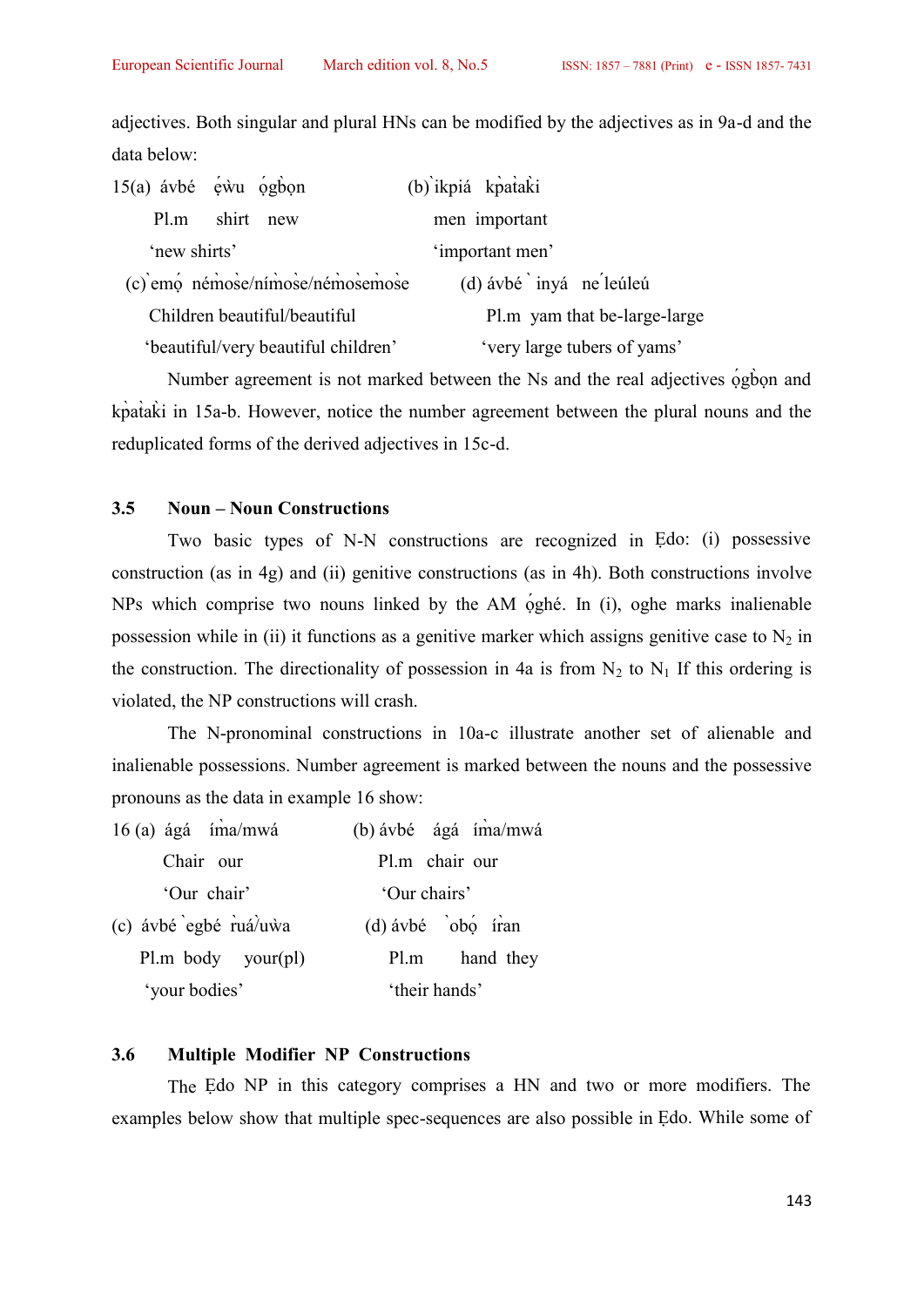adjectives. Both singular and plural HNs can be modified by the adjectives as in 9a-d and the data below:

15(a) ávbé ẹ́ẁu ọ́gb̀ọn
Pl.m shirt new
'new shirts'

(b) ̀ikpiá kp̀at̀ak̀i
men important
'important men'

(c) ̀emọ̀ ném̀os̀e/ním̀os̀e/ném̀os̀em̀os̀e
Children beautiful/beautiful
'beautiful/very beautiful children'

(d) ávbé ̀ inyá ne ́leúleú
Pl.m yam that be-large-large
'very large tubers of yams'

Number agreement is not marked between the Ns and the real adjectives ọ́gb̀ọn and kp̀at̀ak̀i in 15a-b. However, notice the number agreement between the plural nouns and the reduplicated forms of the derived adjectives in 15c-d.

### 3.5 Noun – Noun Constructions

Two basic types of N-N constructions are recognized in Ẹdo: (i) possessive construction (as in 4g) and (ii) genitive constructions (as in 4h). Both constructions involve NPs which comprise two nouns linked by the AM ọ́ghé. In (i), oghe marks inalienable possession while in (ii) it functions as a genitive marker which assigns genitive case to $N_2$ in the construction. The directionality of possession in 4a is from $N_2$ to $N_1$ If this ordering is violated, the NP constructions will crash.

The N-pronominal constructions in 10a-c illustrate another set of alienable and inalienable possessions. Number agreement is marked between the nouns and the possessive pronouns as the data in example 16 show:

16 (a) ágá ím̀a/mwá
Chair our
'Our chair'

(b) ávbé ágá ím̀a/mwá
Pl.m chair our
'Our chairs'

(c) ávbé ̀egbé r̀uá/uẁa
Pl.m body your(pl)
'your bodies'

(d) ávbé ̀obọ́ ír̀an
Pl.m hand they
'their hands'

### 3.6 Multiple Modifier NP Constructions

The Ẹdo NP in this category comprises a HN and two or more modifiers. The examples below show that multiple spec-sequences are also possible in Ẹdo. While some of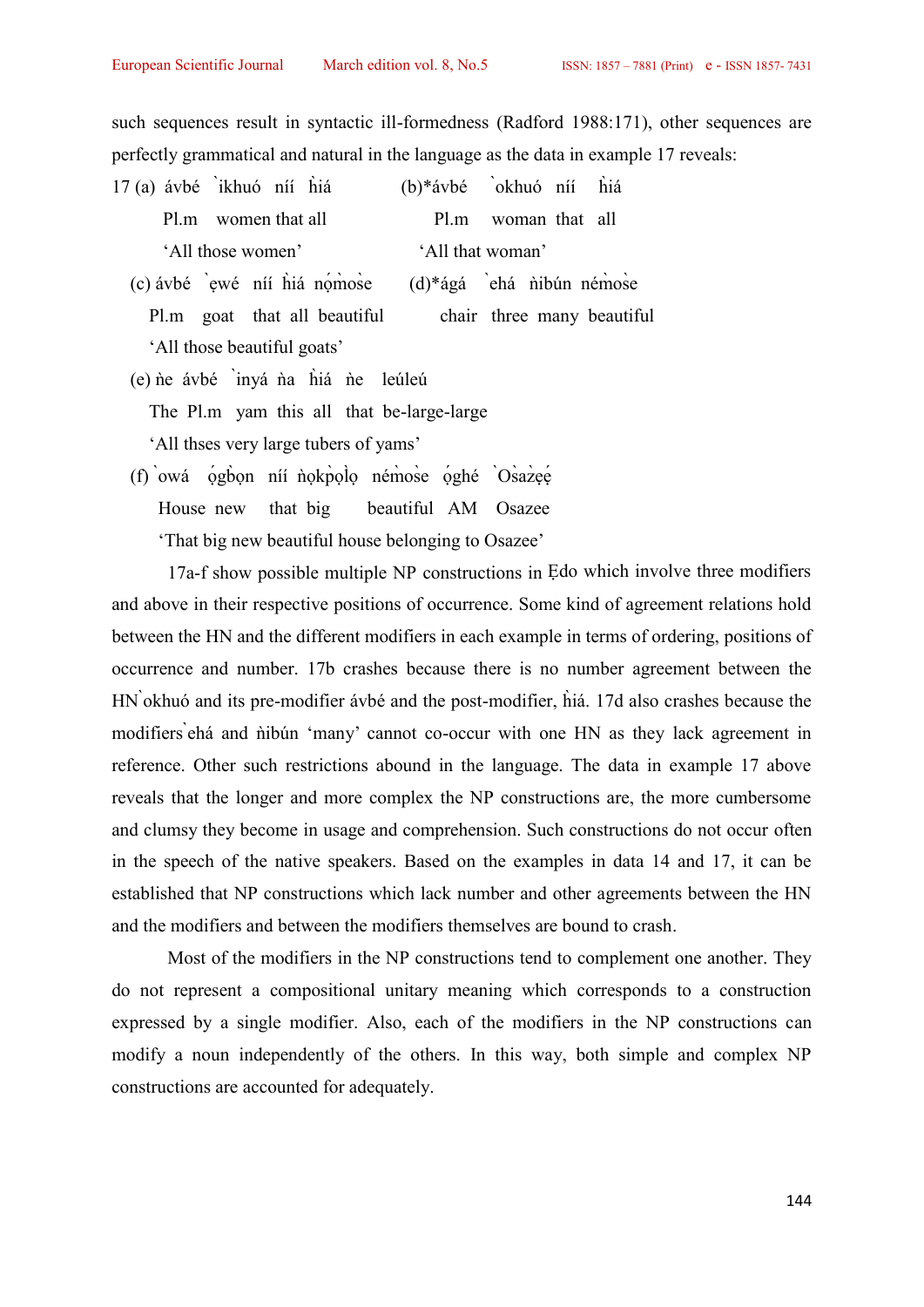such sequences result in syntactic ill-formedness (Radford 1988:171), other sequences are perfectly grammatical and natural in the language as the data in example 17 reveals:

17 (a) ávbé  ̀ikhuó  níí  ȟiá  
Pl.m  women that all  
'All those women'

(b)*ávbé  ̀okhuó  níí  ȟiá  
Pl.m  woman  that  all  
'All that woman'

(c) ávbé  ̀ẹwé  níí  ȟiá  nọ́mo̍se  
Pl.m  goat  that  all  beautiful  
'All those beautiful goats'

(d)*ágá  ̀ehá  ǹibún  némo̍se  
chair  three  many  beautiful

(e) ǹe  ávbé  ̀inyá  ǹa  ȟiá  ǹe  leúleú  
The  Pl.m  yam  this  all  that  be-large-large  
'All thses very large tubers of yams'

(f) ̀owá  ọ́gb̀ọn  níí  ǹọkp̀ọlọ  némo̍se  ọ́ghé  ̀Osa̍zẹ́ẹ́  
House  new  that  big  beautiful  AM  Osazee  
'That big new beautiful house belonging to Osazee'

17a-f show possible multiple NP constructions in Ẹdo which involve three modifiers and above in their respective positions of occurrence. Some kind of agreement relations hold between the HN and the different modifiers in each example in terms of ordering, positions of occurrence and number. 17b crashes because there is no number agreement between the HN ̀okhuó and its pre-modifier ávbé and the post-modifier, ȟiá. 17d also crashes because the modifiers ̀ehá and ǹibún 'many' cannot co-occur with one HN as they lack agreement in reference. Other such restrictions abound in the language. The data in example 17 above reveals that the longer and more complex the NP constructions are, the more cumbersome and clumsy they become in usage and comprehension. Such constructions do not occur often in the speech of the native speakers. Based on the examples in data 14 and 17, it can be established that NP constructions which lack number and other agreements between the HN and the modifiers and between the modifiers themselves are bound to crash.

Most of the modifiers in the NP constructions tend to complement one another. They do not represent a compositional unitary meaning which corresponds to a construction expressed by a single modifier. Also, each of the modifiers in the NP constructions can modify a noun independently of the others. In this way, both simple and complex NP constructions are accounted for adequately.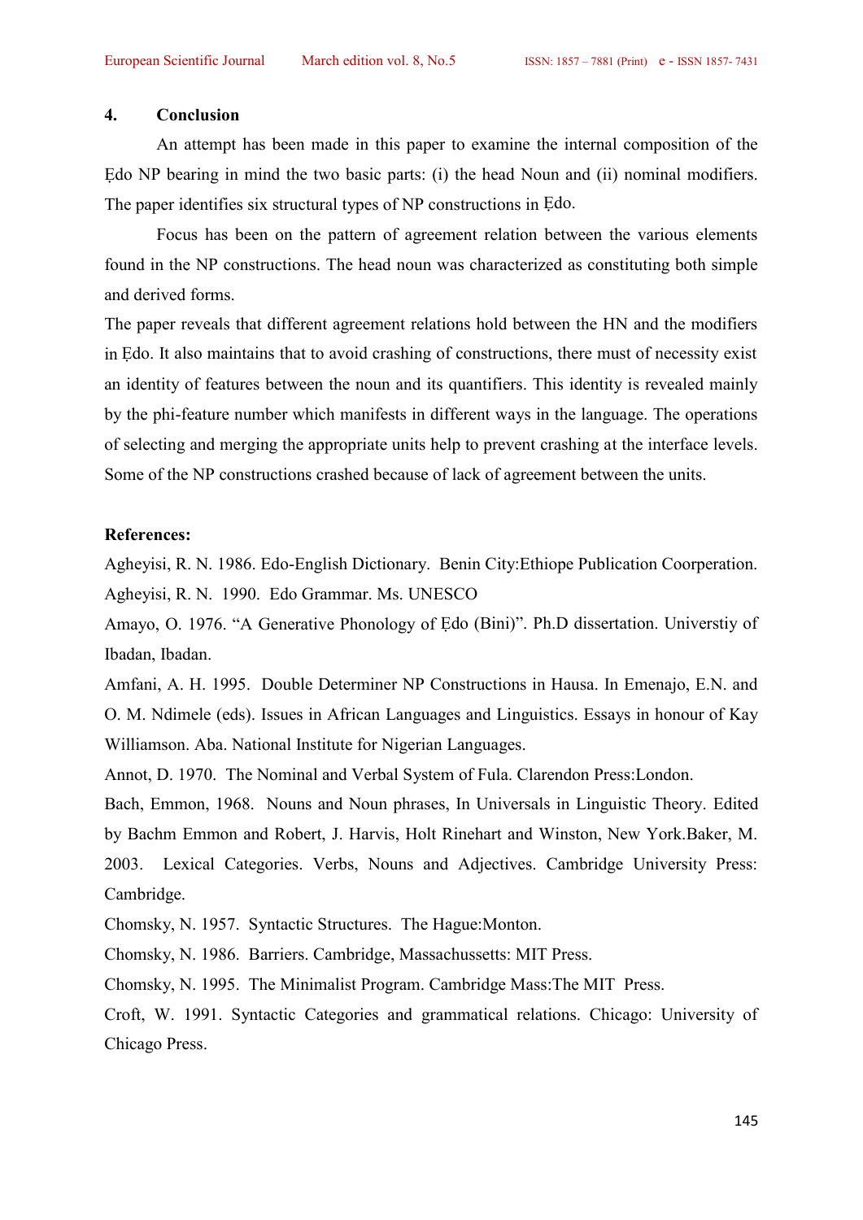## 4. Conclusion

An attempt has been made in this paper to examine the internal composition of the Ẹdo NP bearing in mind the two basic parts: (i) the head Noun and (ii) nominal modifiers. The paper identifies six structural types of NP constructions in Ẹdo.

Focus has been on the pattern of agreement relation between the various elements found in the NP constructions. The head noun was characterized as constituting both simple and derived forms.

The paper reveals that different agreement relations hold between the HN and the modifiers in Ẹdo. It also maintains that to avoid crashing of constructions, there must of necessity exist an identity of features between the noun and its quantifiers. This identity is revealed mainly by the phi-feature number which manifests in different ways in the language. The operations of selecting and merging the appropriate units help to prevent crashing at the interface levels. Some of the NP constructions crashed because of lack of agreement between the units.

**References:**

Agheyisi, R. N. 1986. Edo-English Dictionary. Benin City:Ethiope Publication Coorperation.

Agheyisi, R. N. 1990. Edo Grammar. Ms. UNESCO

Amayo, O. 1976. "A Generative Phonology of Ẹdo (Bini)". Ph.D dissertation. Universtiy of Ibadan, Ibadan.

Amfani, A. H. 1995. Double Determiner NP Constructions in Hausa. In Emenajo, E.N. and O. M. Ndimele (eds). Issues in African Languages and Linguistics. Essays in honour of Kay Williamson. Aba. National Institute for Nigerian Languages.

Annot, D. 1970. The Nominal and Verbal System of Fula. Clarendon Press:London.

Bach, Emmon, 1968. Nouns and Noun phrases, In Universals in Linguistic Theory. Edited by Bachm Emmon and Robert, J. Harvis, Holt Rinehart and Winston, New York.Baker, M. 2003. Lexical Categories. Verbs, Nouns and Adjectives. Cambridge University Press: Cambridge.

Chomsky, N. 1957. Syntactic Structures. The Hague:Monton.

Chomsky, N. 1986. Barriers. Cambridge, Massachussetts: MIT Press.

Chomsky, N. 1995. The Minimalist Program. Cambridge Mass:The MIT Press.

Croft, W. 1991. Syntactic Categories and grammatical relations. Chicago: University of Chicago Press.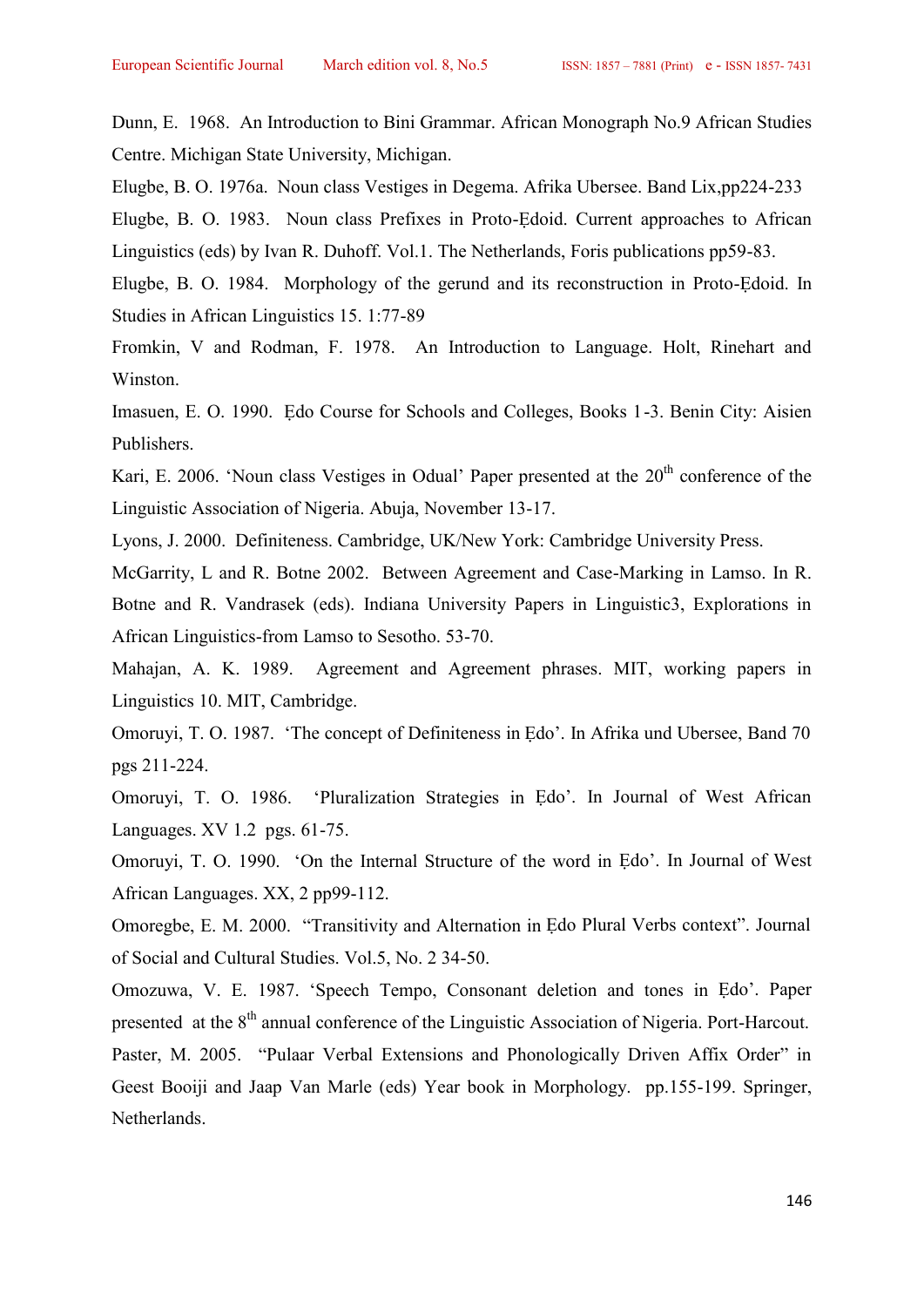Dunn, E. 1968. An Introduction to Bini Grammar. African Monograph No.9 African Studies Centre. Michigan State University, Michigan.

Elugbe, B. O. 1976a. Noun class Vestiges in Degema. Afrika Ubersee. Band Lix,pp224-233

Elugbe, B. O. 1983. Noun class Prefixes in Proto-Ẹdoid. Current approaches to African Linguistics (eds) by Ivan R. Duhoff. Vol.1. The Netherlands, Foris publications pp59-83.

Elugbe, B. O. 1984. Morphology of the gerund and its reconstruction in Proto-Ẹdoid. In Studies in African Linguistics 15. 1:77-89

Fromkin, V and Rodman, F. 1978. An Introduction to Language. Holt, Rinehart and Winston.

Imasuen, E. O. 1990. Ẹdo Course for Schools and Colleges, Books 1-3. Benin City: Aisien Publishers.

Kari, E. 2006. 'Noun class Vestiges in Odual' Paper presented at the 20th conference of the Linguistic Association of Nigeria. Abuja, November 13-17.

Lyons, J. 2000. Definiteness. Cambridge, UK/New York: Cambridge University Press.

McGarrity, L and R. Botne 2002. Between Agreement and Case-Marking in Lamso. In R. Botne and R. Vandrasek (eds). Indiana University Papers in Linguistic3, Explorations in African Linguistics-from Lamso to Sesotho. 53-70.

Mahajan, A. K. 1989. Agreement and Agreement phrases. MIT, working papers in Linguistics 10. MIT, Cambridge.

Omoruyi, T. O. 1987. 'The concept of Definiteness in Ẹdo'. In Afrika und Ubersee, Band 70 pgs 211-224.

Omoruyi, T. O. 1986. 'Pluralization Strategies in Ẹdo'. In Journal of West African Languages. XV 1.2 pgs. 61-75.

Omoruyi, T. O. 1990. 'On the Internal Structure of the word in Ẹdo'. In Journal of West African Languages. XX, 2 pp99-112.

Omoregbe, E. M. 2000. "Transitivity and Alternation in Ẹdo Plural Verbs context". Journal of Social and Cultural Studies. Vol.5, No. 2 34-50.

Omozuwa, V. E. 1987. 'Speech Tempo, Consonant deletion and tones in Ẹdo'. Paper presented at the 8th annual conference of the Linguistic Association of Nigeria. Port-Harcout.

Paster, M. 2005. "Pulaar Verbal Extensions and Phonologically Driven Affix Order" in Geest Booiji and Jaap Van Marle (eds) Year book in Morphology. pp.155-199. Springer, Netherlands.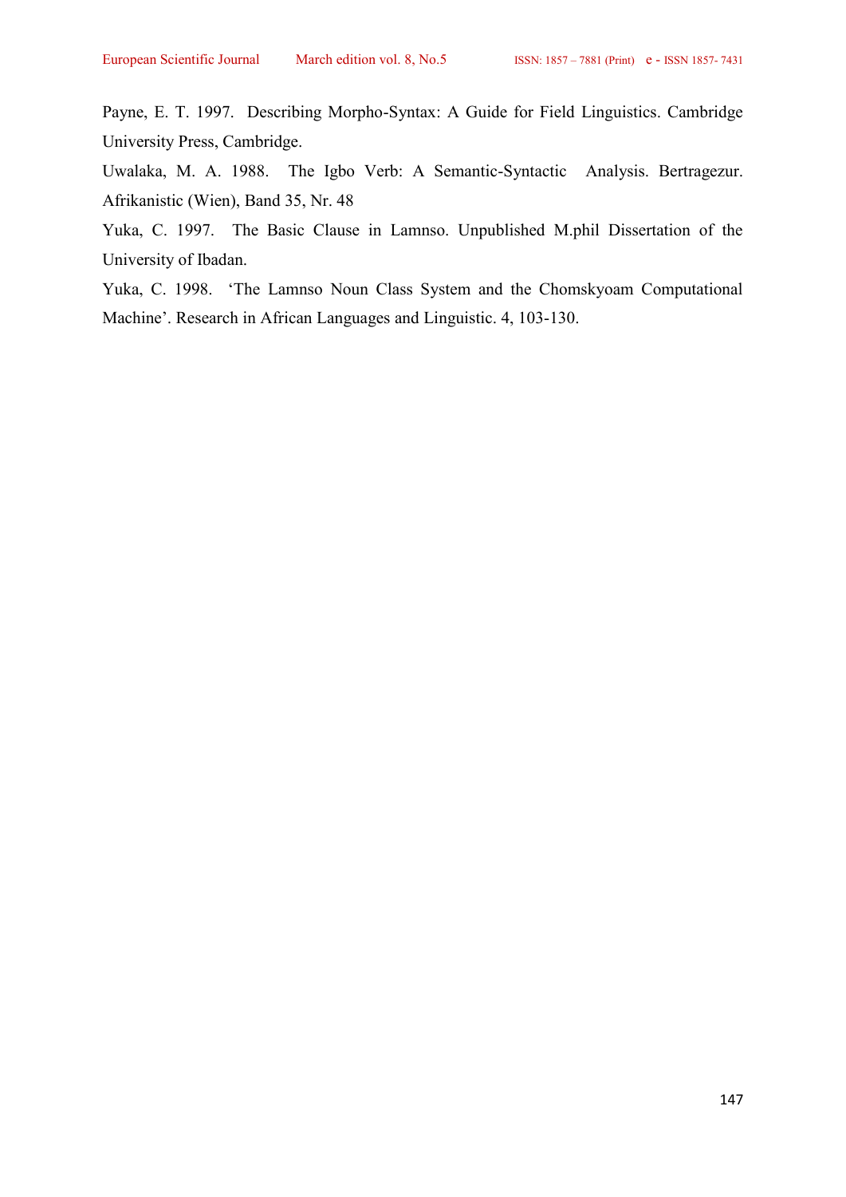Payne, E. T. 1997. Describing Morpho-Syntax: A Guide for Field Linguistics. Cambridge University Press, Cambridge.

Uwalaka, M. A. 1988. The Igbo Verb: A Semantic-Syntactic Analysis. Bertragezur. Afrikanistic (Wien), Band 35, Nr. 48

Yuka, C. 1997. The Basic Clause in Lamnso. Unpublished M.phil Dissertation of the University of Ibadan.

Yuka, C. 1998. 'The Lamnso Noun Class System and the Chomskyoam Computational Machine'. Research in African Languages and Linguistic. 4, 103-130.